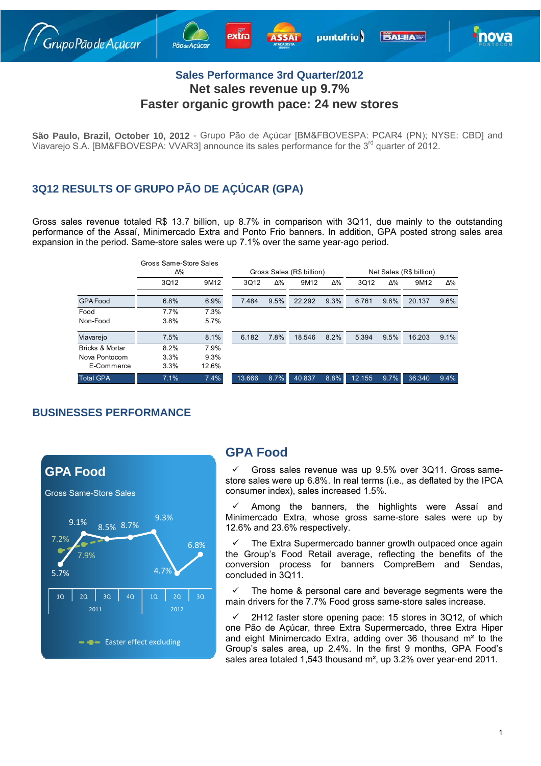## Sales Performance 3rd Quarter/2012

# Net sales revenue up 9.7%

# Faster organic growth pace: 24 new stores

**São Paulo, Brazil, October 10, 2012** - Grupo Pão de Açúcar [BM&FBOVESPA: PCAR4 (PN); NYSE: CBD] and Viavarejo S.A. [BM&FBOVESPA: VVAR3] announce its sales performance for the 3rd quarter of 2012.

## 3Q12 RESULTS OF GRUPO PÃO DE AÇÚCAR (GPA)

Gross sales revenue totaled R$ 13.7 billion, up 8.7% in comparison with 3Q11, due mainly to the outstanding performance of the Assaí, Minimercado Extra and Ponto Frio banners. In addition, GPA posted strong sales area expansion in the period. Same-store sales were up 7.1% over the same year-ago period.

| | Gross Same-Store Sales Δ% | | Gross Sales (R$ billion) | | | | Net Sales (R$ billion) | | | |
|---|---|---|---|---|---|---|---|---|---|---|
| | 3Q12 | 9M12 | 3Q12 | Δ% | 9M12 | Δ% | 3Q12 | Δ% | 9M12 | Δ% |
| GPA Food | 6.8% | 6.9% | 7.484 | 9.5% | 22.292 | 9.3% | 6.761 | 9.8% | 20.137 | 9.6% |
| Food | 7.7% | 7.3% | | | | | | | | |
| Non-Food | 3.8% | 5.7% | | | | | | | | |
| Viavarejo | 7.5% | 8.1% | 6.182 | 7.8% | 18.546 | 8.2% | 5.394 | 9.5% | 16.203 | 9.1% |
| Bricks & Mortar | 8.2% | 7.9% | | | | | | | | |
| Nova Pontocom | 3.3% | 9.3% | | | | | | | | |
| E-Commerce | 3.3% | 12.6% | | | | | | | | |
| Total GPA | 7.1% | 7.4% | 13.666 | 8.7% | 40.837 | 8.8% | 12.155 | 9.7% | 36.340 | 9.4% |

## BUSINESSES PERFORMANCE

**GPA Food**

Gross Same-Store Sales

| | 1Q 2011 | 2Q 2011 | 3Q 2011 | 4Q 2011 | 1Q 2012 | 2Q 2012 | 3Q 2012 |
|---|---|---|---|---|---|---|---|
| Gross Same-Store Sales | 5.7% | 9.1% | 8.5% | 8.7% | 9.3% | 4.7% | 6.8% |
| Easter effect excluding | 7.2% | 7.9% | | | | | |

### GPA Food

✓ Gross sales revenue was up 9.5% over 3Q11. Gross same-store sales were up 6.8%. In real terms (i.e., as deflated by the IPCA consumer index), sales increased 1.5%.

✓ Among the banners, the highlights were Assaí and Minimercado Extra, whose gross same-store sales were up by 12.6% and 23.6% respectively.

✓ The Extra Supermercado banner growth outpaced once again the Group's Food Retail average, reflecting the benefits of the conversion process for banners CompreBem and Sendas, concluded in 3Q11.

✓ The home & personal care and beverage segments were the main drivers for the 7.7% Food gross same-store sales increase.

✓ 2H12 faster store opening pace: 15 stores in 3Q12, of which one Pão de Açúcar, three Extra Supermercado, three Extra Hiper and eight Minimercado Extra, adding over 36 thousand m² to the Group's sales area, up 2.4%. In the first 9 months, GPA Food's sales area totaled 1,543 thousand m², up 3.2% over year-end 2011.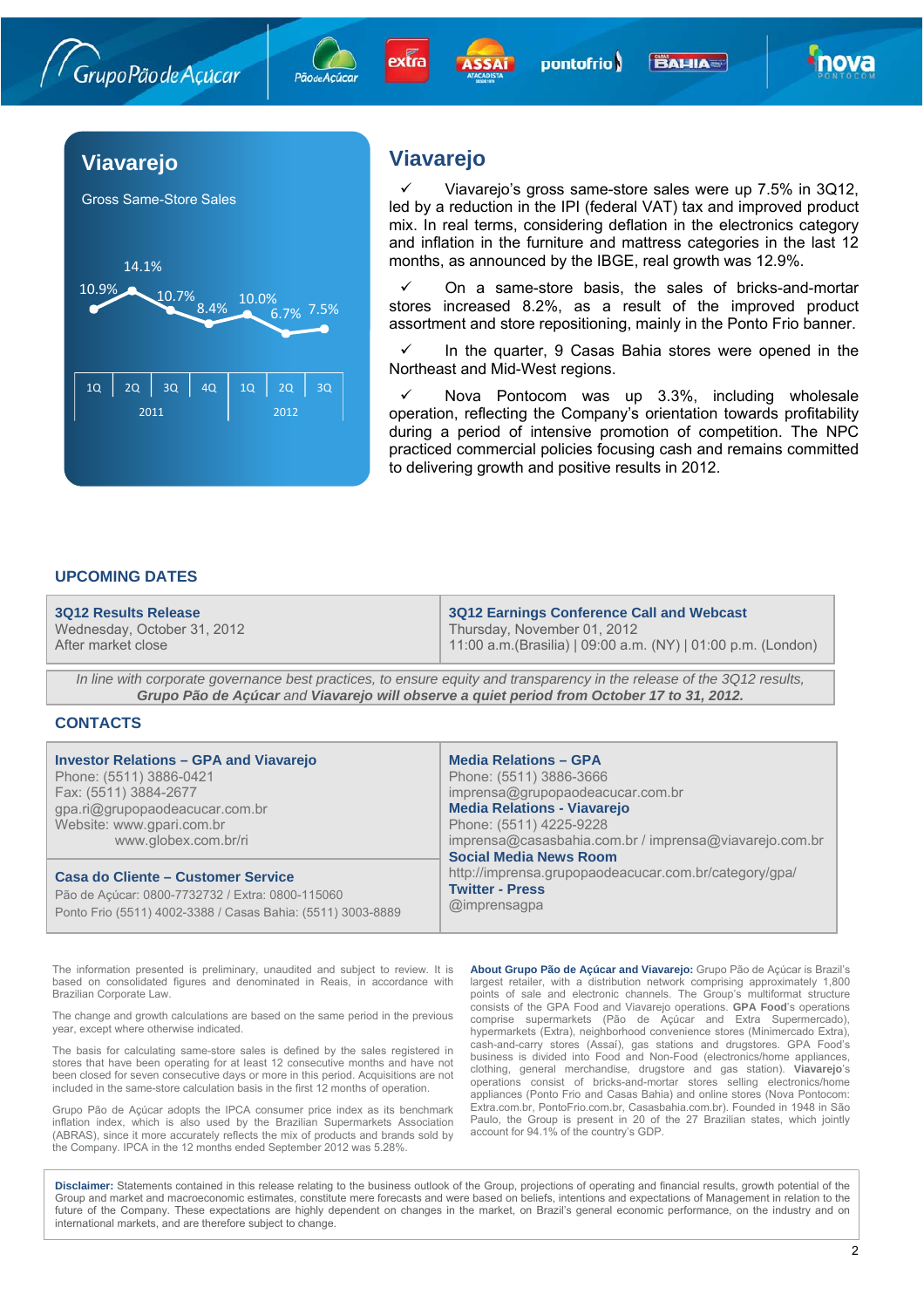## Viavarejo

Gross Same-Store Sales

14.1%
10.9%
10.7%
8.4%
10.0%
6.7%
7.5%

1Q 2Q 3Q 4Q 1Q 2Q 3Q
2011 2012

## Viavarejo

✓ Viavarejo's gross same-store sales were up 7.5% in 3Q12, led by a reduction in the IPI (federal VAT) tax and improved product mix. In real terms, considering deflation in the electronics category and inflation in the furniture and mattress categories in the last 12 months, as announced by the IBGE, real growth was 12.9%.

✓ On a same-store basis, the sales of bricks-and-mortar stores increased 8.2%, as a result of the improved product assortment and store repositioning, mainly in the Ponto Frio banner.

✓ In the quarter, 9 Casas Bahia stores were opened in the Northeast and Mid-West regions.

✓ Nova Pontocom was up 3.3%, including wholesale operation, reflecting the Company's orientation towards profitability during a period of intensive promotion of competition. The NPC practiced commercial policies focusing cash and remains committed to delivering growth and positive results in 2012.

### UPCOMING DATES

| | |
|---|---|
| **3Q12 Results Release**<br>Wednesday, October 31, 2012<br>After market close | **3Q12 Earnings Conference Call and Webcast**<br>Thursday, November 01, 2012<br>11:00 a.m.(Brasilia) \| 09:00 a.m. (NY) \| 01:00 p.m. (London) |

*In line with corporate governance best practices, to ensure equity and transparency in the release of the 3Q12 results,* ***Grupo Pão de Açúcar** and **Viavarejo will observe a quiet period from October 17 to 31, 2012.***

### CONTACTS

| | |
|---|---|
| **Investor Relations – GPA and Viavarejo**<br>Phone: (5511) 3886-0421<br>Fax: (5511) 3884-2677<br>gpa.ri@grupopaodeacucar.com.br<br>Website: www.gpari.com.br<br>www.globex.com.br/ri | **Media Relations – GPA**<br>Phone: (5511) 3886-3666<br>imprensa@grupopaodeacucar.com.br<br>**Media Relations - Viavarejo**<br>Phone: (5511) 4225-9228<br>imprensa@casasbahia.com.br / imprensa@viavarejo.com.br<br>**Social Media News Room**<br>http://imprensa.grupopaodeacucar.com.br/category/gpa/<br>**Twitter - Press**<br>@imprensagpa |
| **Casa do Cliente – Customer Service**<br>Pão de Açúcar: 0800-7732732 / Extra: 0800-115060<br>Ponto Frio (5511) 4002-3388 / Casas Bahia: (5511) 3003-8889 | |

The information presented is preliminary, unaudited and subject to review. It is based on consolidated figures and denominated in Reais, in accordance with Brazilian Corporate Law.

The change and growth calculations are based on the same period in the previous year, except where otherwise indicated.

The basis for calculating same-store sales is defined by the sales registered in stores that have been operating for at least 12 consecutive months and have not been closed for seven consecutive days or more in this period. Acquisitions are not included in the same-store calculation basis in the first 12 months of operation.

Grupo Pão de Açúcar adopts the IPCA consumer price index as its benchmark inflation index, which is also used by the Brazilian Supermarkets Association (ABRAS), since it more accurately reflects the mix of products and brands sold by the Company. IPCA in the 12 months ended September 2012 was 5.28%.

**About Grupo Pão de Açúcar and Viavarejo:** Grupo Pão de Açúcar is Brazil's largest retailer, with a distribution network comprising approximately 1,800 points of sale and electronic channels. The Group's multiformat structure consists of the GPA Food and Viavarejo operations. **GPA Food**'s operations comprise supermarkets (Pão de Açúcar and Extra Supermercado), hypermarkets (Extra), neighborhood convenience stores (Minimercado Extra), cash-and-carry stores (Assaí), gas stations and drugstores. GPA Food's business is divided into Food and Non-Food (electronics/home appliances, clothing, general merchandise, drugstore and gas station). **Viavarejo**'s operations consist of bricks-and-mortar stores selling electronics/home appliances (Ponto Frio and Casas Bahia) and online stores (Nova Pontocom: Extra.com.br, PontoFrio.com.br, Casasbahia.com.br). Founded in 1948 in São Paulo, the Group is present in 20 of the 27 Brazilian states, which jointly account for 94.1% of the country's GDP.

**Disclaimer:** Statements contained in this release relating to the business outlook of the Group, projections of operating and financial results, growth potential of the Group and market and macroeconomic estimates, constitute mere forecasts and were based on beliefs, intentions and expectations of Management in relation to the future of the Company. These expectations are highly dependent on changes in the market, on Brazil's general economic performance, on the industry and on international markets, and are therefore subject to change.